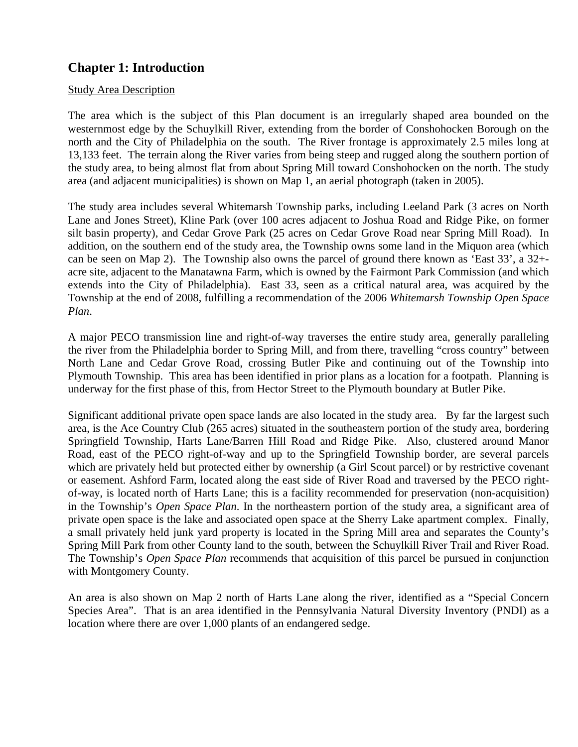## Chapter 1: Introduction

Study Area Description

The area which is the subject of this Plan document is an irregularly shaped area bounded on the westernmost edge by the Schuylkill River, extending from the border of Conshohocken Borough on the north and the City of Philadelphia on the south. The River frontage is approximately 2.5 miles long at 13,133 feet. The terrain along the River varies from being steep and rugged along the southern portion of the study area, to being almost flat from about Spring Mill toward Conshohocken on the north. The study area (and adjacent municipalities) is shown on Map 1, an aerial photograph (taken in 2005).

The study area includes several Whitemarsh Township parks, including Leeland Park (3 acres on North Lane and Jones Street), Kline Park (over 100 acres adjacent to Joshua Road and Ridge Pike, on former silt basin property), and Cedar Grove Park (25 acres on Cedar Grove Road near Spring Mill Road). In addition, on the southern end of the study area, the Township owns some land in the Miquon area (which can be seen on Map 2). The Township also owns the parcel of ground there known as 'East 33', a 32+-acre site, adjacent to the Manatawna Farm, which is owned by the Fairmont Park Commission (and which extends into the City of Philadelphia). East 33, seen as a critical natural area, was acquired by the Township at the end of 2008, fulfilling a recommendation of the 2006 *Whitemarsh Township Open Space Plan*.

A major PECO transmission line and right-of-way traverses the entire study area, generally paralleling the river from the Philadelphia border to Spring Mill, and from there, travelling "cross country" between North Lane and Cedar Grove Road, crossing Butler Pike and continuing out of the Township into Plymouth Township. This area has been identified in prior plans as a location for a footpath. Planning is underway for the first phase of this, from Hector Street to the Plymouth boundary at Butler Pike.

Significant additional private open space lands are also located in the study area. By far the largest such area, is the Ace Country Club (265 acres) situated in the southeastern portion of the study area, bordering Springfield Township, Harts Lane/Barren Hill Road and Ridge Pike. Also, clustered around Manor Road, east of the PECO right-of-way and up to the Springfield Township border, are several parcels which are privately held but protected either by ownership (a Girl Scout parcel) or by restrictive covenant or easement. Ashford Farm, located along the east side of River Road and traversed by the PECO right-of-way, is located north of Harts Lane; this is a facility recommended for preservation (non-acquisition) in the Township's *Open Space Plan*. In the northeastern portion of the study area, a significant area of private open space is the lake and associated open space at the Sherry Lake apartment complex. Finally, a small privately held junk yard property is located in the Spring Mill area and separates the County's Spring Mill Park from other County land to the south, between the Schuylkill River Trail and River Road. The Township's *Open Space Plan* recommends that acquisition of this parcel be pursued in conjunction with Montgomery County.

An area is also shown on Map 2 north of Harts Lane along the river, identified as a "Special Concern Species Area". That is an area identified in the Pennsylvania Natural Diversity Inventory (PNDI) as a location where there are over 1,000 plants of an endangered sedge.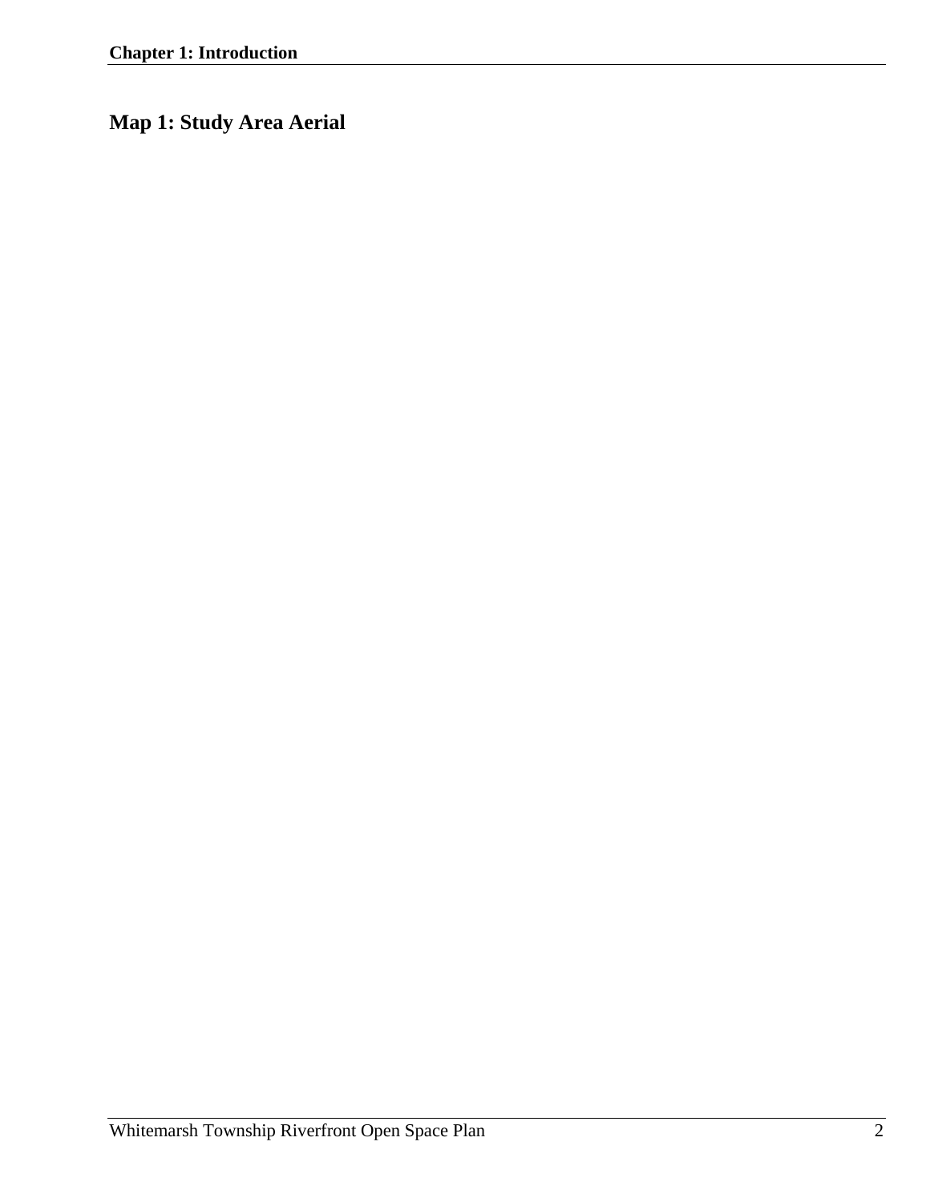## Map 1: Study Area Aerial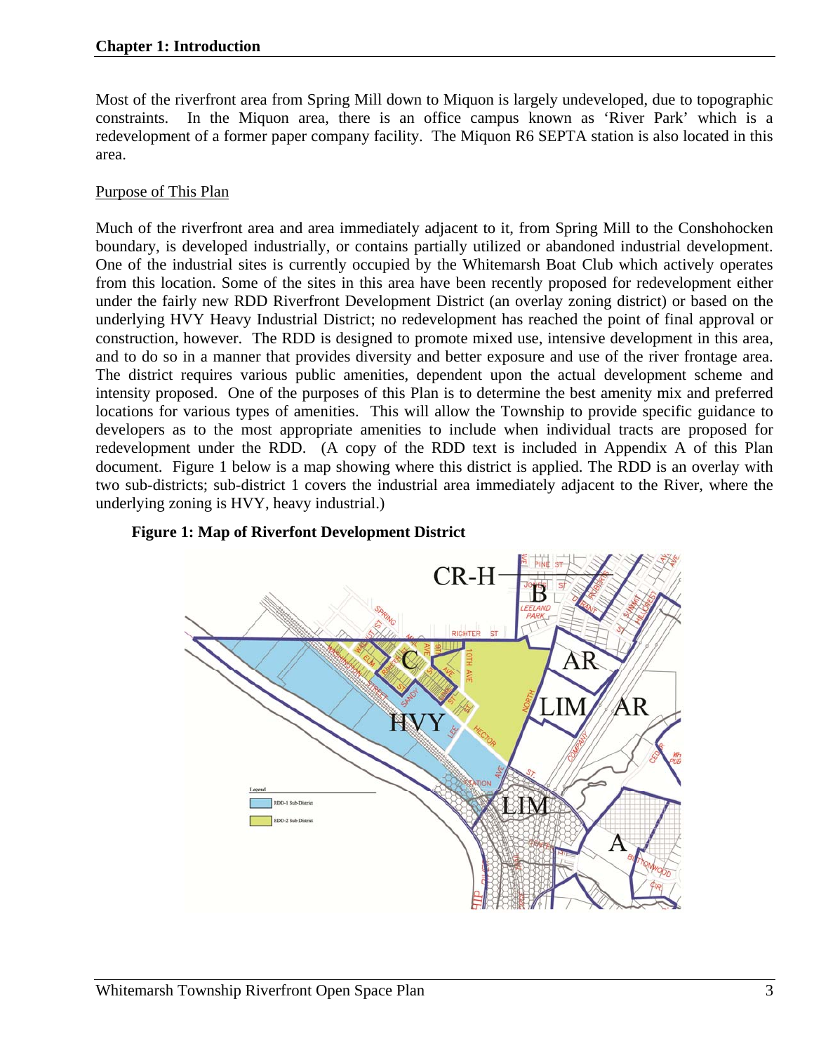Most of the riverfront area from Spring Mill down to Miquon is largely undeveloped, due to topographic constraints. In the Miquon area, there is an office campus known as 'River Park' which is a redevelopment of a former paper company facility. The Miquon R6 SEPTA station is also located in this area.

## Purpose of This Plan

Much of the riverfront area and area immediately adjacent to it, from Spring Mill to the Conshohocken boundary, is developed industrially, or contains partially utilized or abandoned industrial development. One of the industrial sites is currently occupied by the Whitemarsh Boat Club which actively operates from this location. Some of the sites in this area have been recently proposed for redevelopment either under the fairly new RDD Riverfront Development District (an overlay zoning district) or based on the underlying HVY Heavy Industrial District; no redevelopment has reached the point of final approval or construction, however. The RDD is designed to promote mixed use, intensive development in this area, and to do so in a manner that provides diversity and better exposure and use of the river frontage area. The district requires various public amenities, dependent upon the actual development scheme and intensity proposed. One of the purposes of this Plan is to determine the best amenity mix and preferred locations for various types of amenities. This will allow the Township to provide specific guidance to developers as to the most appropriate amenities to include when individual tracts are proposed for redevelopment under the RDD. (A copy of the RDD text is included in Appendix A of this Plan document. Figure 1 below is a map showing where this district is applied. The RDD is an overlay with two sub-districts; sub-district 1 covers the industrial area immediately adjacent to the River, where the underlying zoning is HVY, heavy industrial.)

**Figure 1: Map of Riverfront Development District**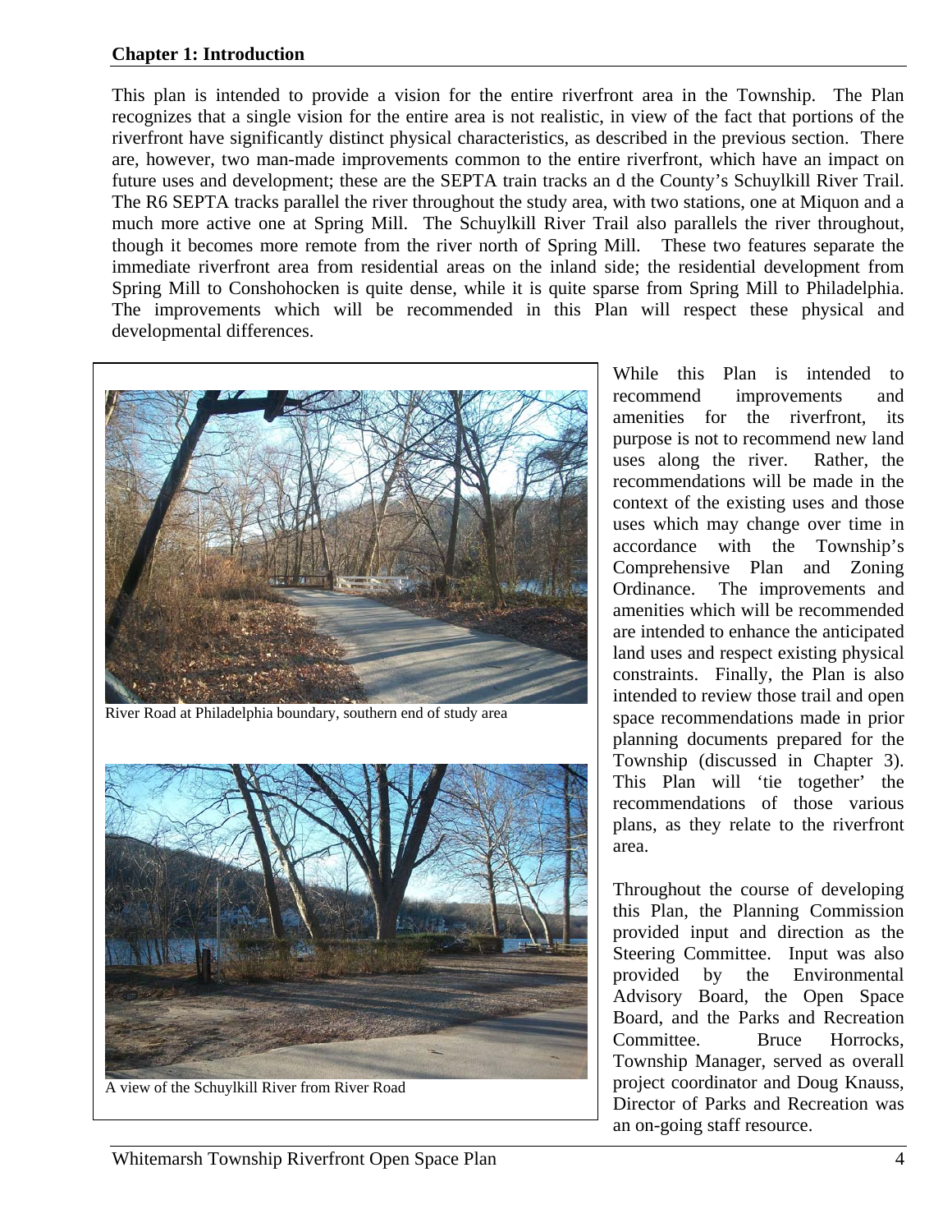**Chapter 1: Introduction**

This plan is intended to provide a vision for the entire riverfront area in the Township. The Plan recognizes that a single vision for the entire area is not realistic, in view of the fact that portions of the riverfront have significantly distinct physical characteristics, as described in the previous section. There are, however, two man-made improvements common to the entire riverfront, which have an impact on future uses and development; these are the SEPTA train tracks an d the County's Schuylkill River Trail. The R6 SEPTA tracks parallel the river throughout the study area, with two stations, one at Miquon and a much more active one at Spring Mill. The Schuylkill River Trail also parallels the river throughout, though it becomes more remote from the river north of Spring Mill. These two features separate the immediate riverfront area from residential areas on the inland side; the residential development from Spring Mill to Conshohocken is quite dense, while it is quite sparse from Spring Mill to Philadelphia. The improvements which will be recommended in this Plan will respect these physical and developmental differences.

River Road at Philadelphia boundary, southern end of study area

A view of the Schuylkill River from River Road

While this Plan is intended to recommend improvements and amenities for the riverfront, its purpose is not to recommend new land uses along the river. Rather, the recommendations will be made in the context of the existing uses and those uses which may change over time in accordance with the Township's Comprehensive Plan and Zoning Ordinance. The improvements and amenities which will be recommended are intended to enhance the anticipated land uses and respect existing physical constraints. Finally, the Plan is also intended to review those trail and open space recommendations made in prior planning documents prepared for the Township (discussed in Chapter 3). This Plan will 'tie together' the recommendations of those various plans, as they relate to the riverfront area.

Throughout the course of developing this Plan, the Planning Commission provided input and direction as the Steering Committee. Input was also provided by the Environmental Advisory Board, the Open Space Board, and the Parks and Recreation Committee. Bruce Horrocks, Township Manager, served as overall project coordinator and Doug Knauss, Director of Parks and Recreation was an on-going staff resource.